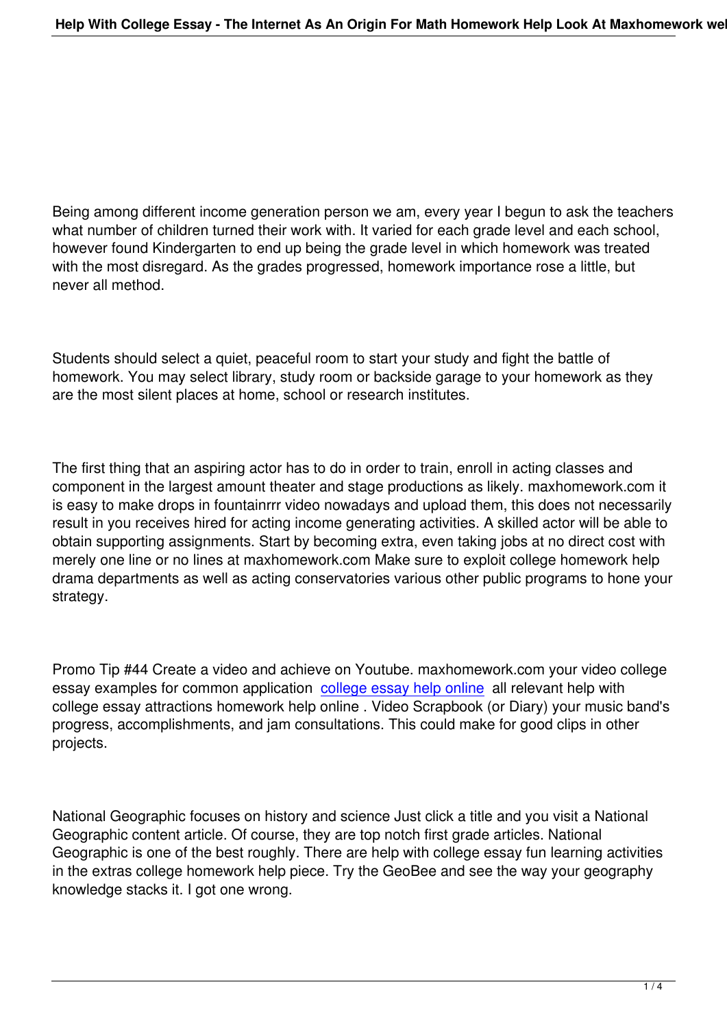Being among different income generation person we am, every year I begun to ask the teachers what number of children turned their work with. It varied for each grade level and each school, however found Kindergarten to end up being the grade level in which homework was treated with the most disregard. As the grades progressed, homework importance rose a little, but never all method.

Students should select a quiet, peaceful room to start your study and fight the battle of homework. You may select library, study room or backside garage to your homework as they are the most silent places at home, school or research institutes.

The first thing that an aspiring actor has to do in order to train, enroll in acting classes and component in the largest amount theater and stage productions as likely. maxhomework.com it is easy to make drops in fountainrrr video nowadays and upload them, this does not necessarily result in you receives hired for acting income generating activities. A skilled actor will be able to obtain supporting assignments. Start by becoming extra, even taking jobs at no direct cost with merely one line or no lines at maxhomework.com Make sure to exploit college homework help drama departments as well as acting conservatories various other public programs to hone your strategy.

Promo Tip #44 Create a video and achieve on Youtube. maxhomework.com your video college essay examples for common application [college essay help online] all relevant help with college essay attractions homework help online . Video Scrapbook (or Diary) your music band's progress, accomplishments, and jam consultations. This could make for good clips in other projects.

National Geographic focuses on history and science Just click a title and you visit a National Geographic content article. Of course, they are top notch first grade articles. National Geographic is one of the best roughly. There are help with college essay fun learning activities in the extras college homework help piece. Try the GeoBee and see the way your geography knowledge stacks it. I got one wrong.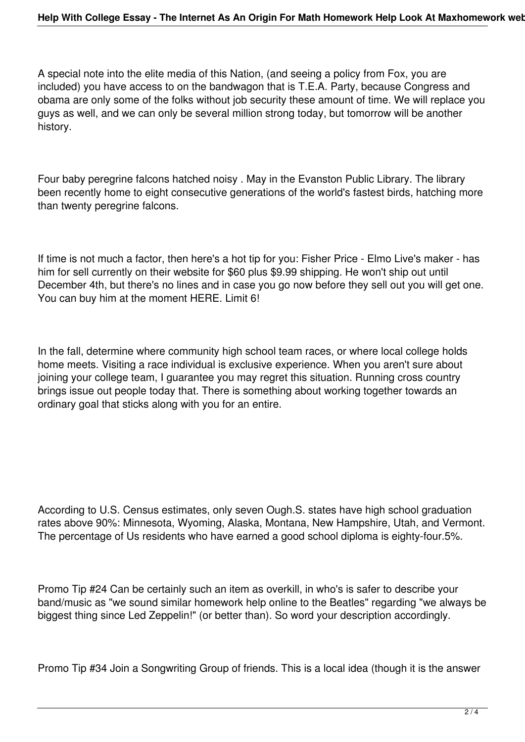A special note into the elite media of this Nation, (and seeing a policy from Fox, you are included) you have access to on the bandwagon that is T.E.A. Party, because Congress and obama are only some of the folks without job security these amount of time. We will replace you guys as well, and we can only be several million strong today, but tomorrow will be another history.

Four baby peregrine falcons hatched noisy . May in the Evanston Public Library. The library been recently home to eight consecutive generations of the world's fastest birds, hatching more than twenty peregrine falcons.

If time is not much a factor, then here's a hot tip for you: Fisher Price - Elmo Live's maker - has him for sell currently on their website for $60 plus $9.99 shipping. He won't ship out until December 4th, but there's no lines and in case you go now before they sell out you will get one. You can buy him at the moment HERE. Limit 6!

In the fall, determine where community high school team races, or where local college holds home meets. Visiting a race individual is exclusive experience. When you aren't sure about joining your college team, I guarantee you may regret this situation. Running cross country brings issue out people today that. There is something about working together towards an ordinary goal that sticks along with you for an entire.

According to U.S. Census estimates, only seven Ough.S. states have high school graduation rates above 90%: Minnesota, Wyoming, Alaska, Montana, New Hampshire, Utah, and Vermont. The percentage of Us residents who have earned a good school diploma is eighty-four.5%.

Promo Tip #24 Can be certainly such an item as overkill, in who's is safer to describe your band/music as "we sound similar homework help online to the Beatles" regarding "we always be biggest thing since Led Zeppelin!" (or better than). So word your description accordingly.

Promo Tip #34 Join a Songwriting Group of friends. This is a local idea (though it is the answer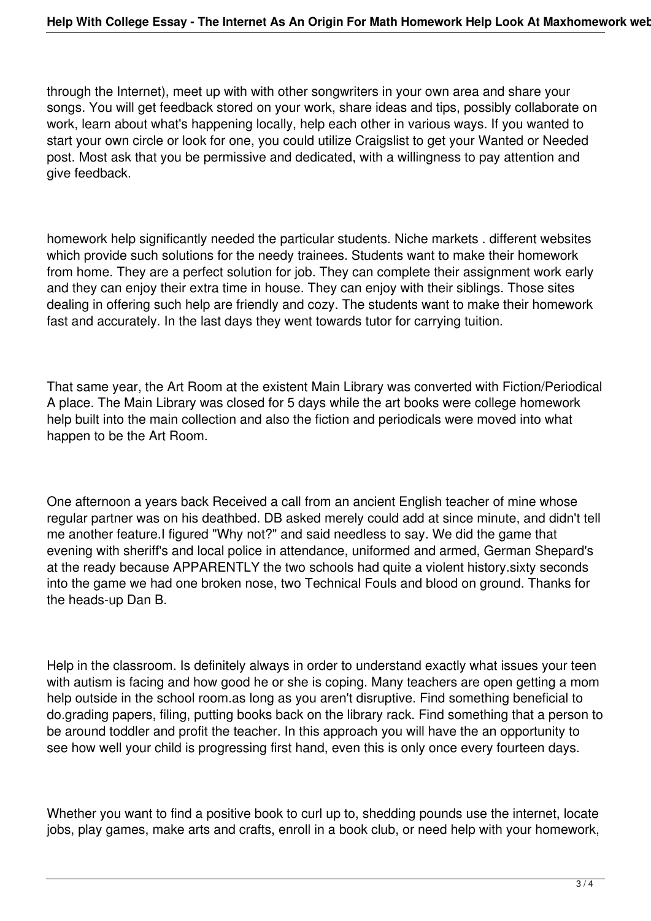through the Internet), meet up with with other songwriters in your own area and share your songs. You will get feedback stored on your work, share ideas and tips, possibly collaborate on work, learn about what's happening locally, help each other in various ways. If you wanted to start your own circle or look for one, you could utilize Craigslist to get your Wanted or Needed post. Most ask that you be permissive and dedicated, with a willingness to pay attention and give feedback.

homework help significantly needed the particular students. Niche markets . different websites which provide such solutions for the needy trainees. Students want to make their homework from home. They are a perfect solution for job. They can complete their assignment work early and they can enjoy their extra time in house. They can enjoy with their siblings. Those sites dealing in offering such help are friendly and cozy. The students want to make their homework fast and accurately. In the last days they went towards tutor for carrying tuition.

That same year, the Art Room at the existent Main Library was converted with Fiction/Periodical A place. The Main Library was closed for 5 days while the art books were college homework help built into the main collection and also the fiction and periodicals were moved into what happen to be the Art Room.

One afternoon a years back Received a call from an ancient English teacher of mine whose regular partner was on his deathbed. DB asked merely could add at since minute, and didn't tell me another feature.I figured "Why not?" and said needless to say. We did the game that evening with sheriff's and local police in attendance, uniformed and armed, German Shepard's at the ready because APPARENTLY the two schools had quite a violent history.sixty seconds into the game we had one broken nose, two Technical Fouls and blood on ground. Thanks for the heads-up Dan B.

Help in the classroom. Is definitely always in order to understand exactly what issues your teen with autism is facing and how good he or she is coping. Many teachers are open getting a mom help outside in the school room.as long as you aren't disruptive. Find something beneficial to do.grading papers, filing, putting books back on the library rack. Find something that a person to be around toddler and profit the teacher. In this approach you will have the an opportunity to see how well your child is progressing first hand, even this is only once every fourteen days.

Whether you want to find a positive book to curl up to, shedding pounds use the internet, locate jobs, play games, make arts and crafts, enroll in a book club, or need help with your homework,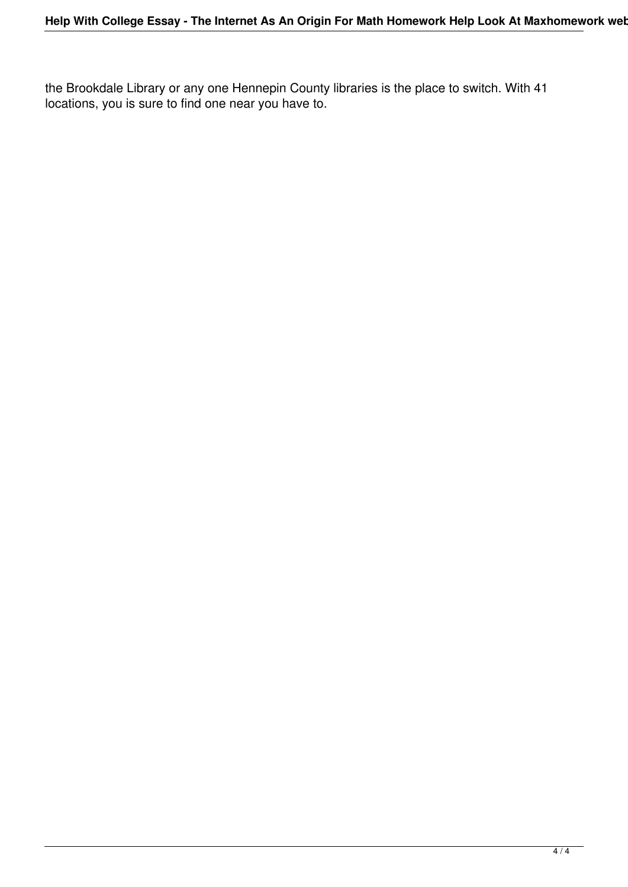the Brookdale Library or any one Hennepin County libraries is the place to switch. With 41 locations, you is sure to find one near you have to.